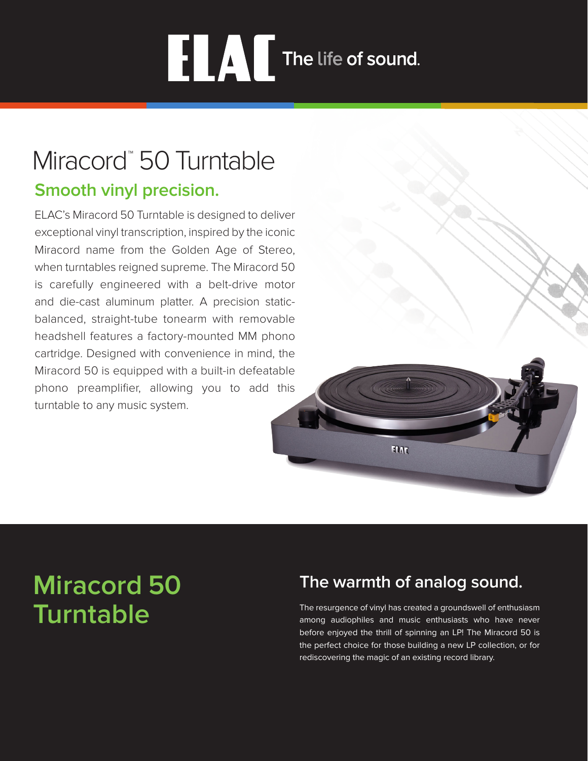ELAC The life of sound.

# Miracord™ 50 Turntable

## Smooth vinyl precision.

ELAC's Miracord 50 Turntable is designed to deliver exceptional vinyl transcription, inspired by the iconic Miracord name from the Golden Age of Stereo, when turntables reigned supreme. The Miracord 50 is carefully engineered with a belt-drive motor and die-cast aluminum platter. A precision static-balanced, straight-tube tonearm with removable headshell features a factory-mounted MM phono cartridge. Designed with convenience in mind, the Miracord 50 is equipped with a built-in defeatable phono preamplifier, allowing you to add this turntable to any music system.

# Miracord 50 Turntable

## The warmth of analog sound.

The resurgence of vinyl has created a groundswell of enthusiasm among audiophiles and music enthusiasts who have never before enjoyed the thrill of spinning an LP! The Miracord 50 is the perfect choice for those building a new LP collection, or for rediscovering the magic of an existing record library.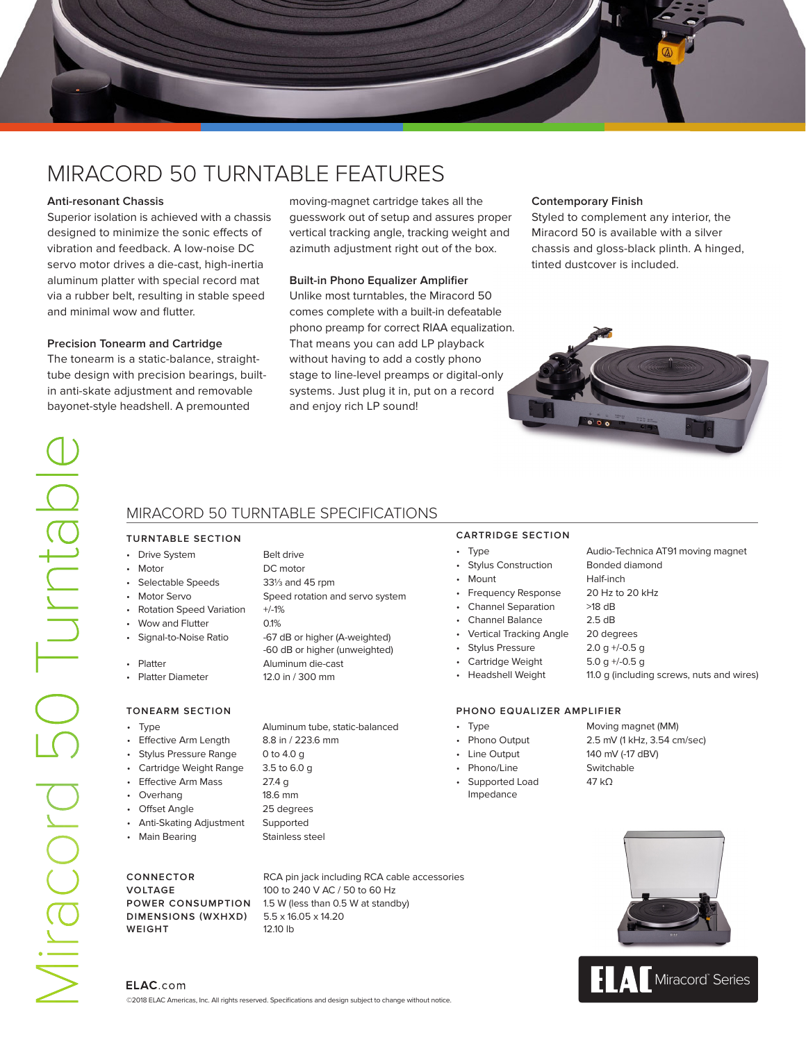# MIRACORD 50 TURNTABLE FEATURES

**Anti-resonant Chassis**
Superior isolation is achieved with a chassis designed to minimize the sonic effects of vibration and feedback. A low-noise DC servo motor drives a die-cast, high-inertia aluminum platter with special record mat via a rubber belt, resulting in stable speed and minimal wow and flutter.

**Precision Tonearm and Cartridge**
The tonearm is a static-balance, straight-tube design with precision bearings, built-in anti-skate adjustment and removable bayonet-style headshell. A premounted moving-magnet cartridge takes all the guesswork out of setup and assures proper vertical tracking angle, tracking weight and azimuth adjustment right out of the box.

**Built-in Phono Equalizer Amplifier**
Unlike most turntables, the Miracord 50 comes complete with a built-in defeatable phono preamp for correct RIAA equalization. That means you can add LP playback without having to add a costly phono stage to line-level preamps or digital-only systems. Just plug it in, put on a record and enjoy rich LP sound!

**Contemporary Finish**
Styled to complement any interior, the Miracord 50 is available with a silver chassis and gloss-black plinth. A hinged, tinted dustcover is included.

Miracord 50 Turntable

## MIRACORD 50 TURNTABLE SPECIFICATIONS

### TURNTABLE SECTION

| | |
|---|---|
| Drive System | Belt drive |
| Motor | DC motor |
| Selectable Speeds | 33⅓ and 45 rpm |
| Motor Servo | Speed rotation and servo system |
| Rotation Speed Variation | +/-1% |
| Wow and Flutter | 0.1% |
| Signal-to-Noise Ratio | -67 dB or higher (A-weighted)<br>-60 dB or higher (unweighted) |
| Platter | Aluminum die-cast |
| Platter Diameter | 12.0 in / 300 mm |

### TONEARM SECTION

| | |
|---|---|
| Type | Aluminum tube, static-balanced |
| Effective Arm Length | 8.8 in / 223.6 mm |
| Stylus Pressure Range | 0 to 4.0 g |
| Cartridge Weight Range | 3.5 to 6.0 g |
| Effective Arm Mass | 27.4 g |
| Overhang | 18.6 mm |
| Offset Angle | 25 degrees |
| Anti-Skating Adjustment | Supported |
| Main Bearing | Stainless steel |

### CARTRIDGE SECTION

| | |
|---|---|
| Type | Audio-Technica AT91 moving magnet |
| Stylus Construction | Bonded diamond |
| Mount | Half-inch |
| Frequency Response | 20 Hz to 20 kHz |
| Channel Separation | >18 dB |
| Channel Balance | 2.5 dB |
| Vertical Tracking Angle | 20 degrees |
| Stylus Pressure | 2.0 g +/-0.5 g |
| Cartridge Weight | 5.0 g +/-0.5 g |
| Headshell Weight | 11.0 g (including screws, nuts and wires) |

### PHONO EQUALIZER AMPLIFIER

| | |
|---|---|
| Type | Moving magnet (MM) |
| Phono Output | 2.5 mV (1 kHz, 3.54 cm/sec) |
| Line Output | 140 mV (-17 dBV) |
| Phono/Line | Switchable |
| Supported Load Impedance | 47 kΩ |

| | |
|---|---|
| CONNECTOR | RCA pin jack including RCA cable accessories |
| VOLTAGE | 100 to 240 V AC / 50 to 60 Hz |
| POWER CONSUMPTION | 1.5 W (less than 0.5 W at standby) |
| DIMENSIONS (WXHXD) | 5.5 x 16.05 x 14.20 |
| WEIGHT | 12.10 lb |

ELAC Miracord Series

ELAC.com

©2018 ELAC Americas, Inc. All rights reserved. Specifications and design subject to change without notice.